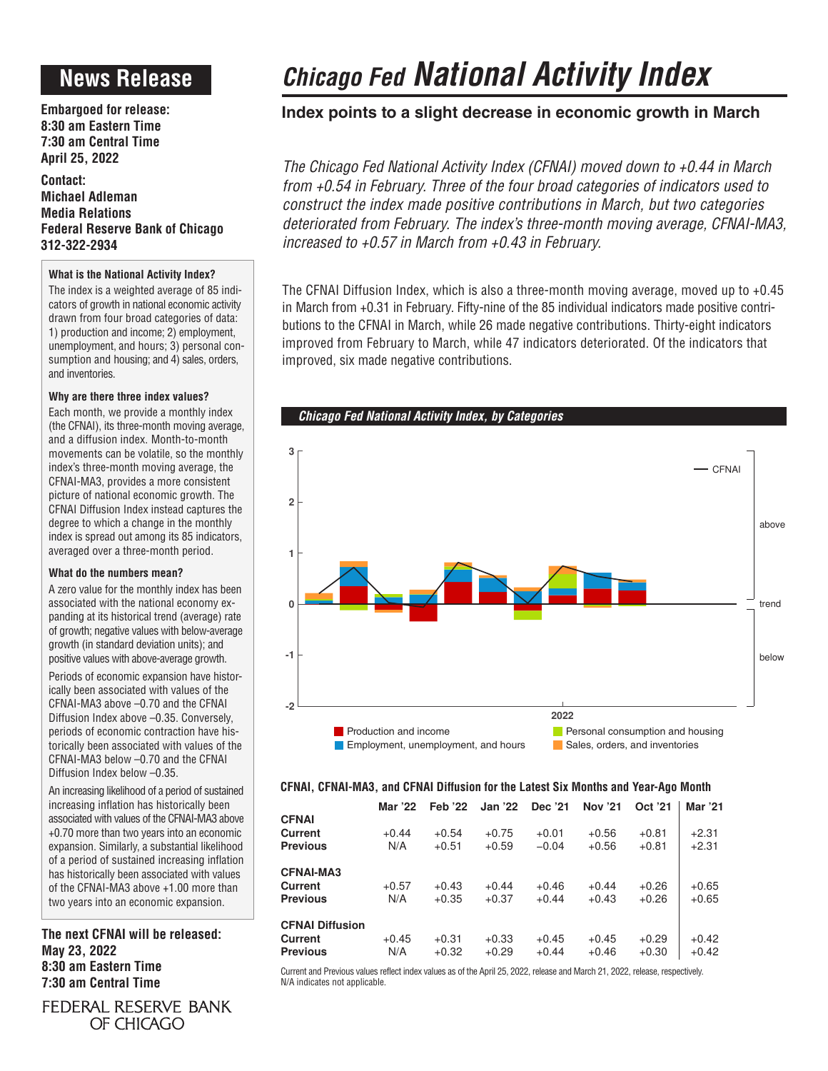# Chicago Fed National Activity Index

## News Release

**Embargoed for release:**
**8:30 am Eastern Time**
**7:30 am Central Time**
**April 25, 2022**

**Contact:**
**Michael Adleman**
**Media Relations**
**Federal Reserve Bank of Chicago**
**312-322-2934**

### Index points to a slight decrease in economic growth in March

*The Chicago Fed National Activity Index (CFNAI) moved down to +0.44 in March from +0.54 in February. Three of the four broad categories of indicators used to construct the index made positive contributions in March, but two categories deteriorated from February. The index's three-month moving average, CFNAI-MA3, increased to +0.57 in March from +0.43 in February.*

The CFNAI Diffusion Index, which is also a three-month moving average, moved up to +0.45 in March from +0.31 in February. Fifty-nine of the 85 individual indicators made positive contributions to the CFNAI in March, while 26 made negative contributions. Thirty-eight indicators improved from February to March, while 47 indicators deteriorated. Of the indicators that improved, six made negative contributions.

**Chicago Fed National Activity Index, by Categories**

**CFNAI, CFNAI-MA3, and CFNAI Diffusion for the Latest Six Months and Year-Ago Month**

| | Mar '22 | Feb '22 | Jan '22 | Dec '21 | Nov '21 | Oct '21 | Mar '21 |
|---|---|---|---|---|---|---|---|
| **CFNAI** | | | | | | | |
| **Current** | +0.44 | +0.54 | +0.75 | +0.01 | +0.56 | +0.81 | +2.31 |
| **Previous** | N/A | +0.51 | +0.59 | –0.04 | +0.56 | +0.81 | +2.31 |
| **CFNAI-MA3** | | | | | | | |
| **Current** | +0.57 | +0.43 | +0.44 | +0.46 | +0.44 | +0.26 | +0.65 |
| **Previous** | N/A | +0.35 | +0.37 | +0.44 | +0.43 | +0.26 | +0.65 |
| **CFNAI Diffusion** | | | | | | | |
| **Current** | +0.45 | +0.31 | +0.33 | +0.45 | +0.45 | +0.29 | +0.42 |
| **Previous** | N/A | +0.32 | +0.29 | +0.44 | +0.46 | +0.30 | +0.42 |

Current and Previous values reflect index values as of the April 25, 2022, release and March 21, 2022, release, respectively. N/A indicates not applicable.

**What is the National Activity Index?**

The index is a weighted average of 85 indicators of growth in national economic activity drawn from four broad categories of data: 1) production and income; 2) employment, unemployment, and hours; 3) personal consumption and housing; and 4) sales, orders, and inventories.

**Why are there three index values?**

Each month, we provide a monthly index (the CFNAI), its three-month moving average, and a diffusion index. Month-to-month movements can be volatile, so the monthly index's three-month moving average, the CFNAI-MA3, provides a more consistent picture of national economic growth. The CFNAI Diffusion Index instead captures the degree to which a change in the monthly index is spread out among its 85 indicators, averaged over a three-month period.

**What do the numbers mean?**

A zero value for the monthly index has been associated with the national economy expanding at its historical trend (average) rate of growth; negative values with below-average growth (in standard deviation units); and positive values with above-average growth.

Periods of economic expansion have historically been associated with values of the CFNAI-MA3 above –0.70 and the CFNAI Diffusion Index above –0.35. Conversely, periods of economic contraction have historically been associated with values of the CFNAI-MA3 below –0.70 and the CFNAI Diffusion Index below –0.35.

An increasing likelihood of a period of sustained increasing inflation has historically been associated with values of the CFNAI-MA3 above +0.70 more than two years into an economic expansion. Similarly, a substantial likelihood of a period of sustained increasing inflation has historically been associated with values of the CFNAI-MA3 above +1.00 more than two years into an economic expansion.

**The next CFNAI will be released:**
**May 23, 2022**
**8:30 am Eastern Time**
**7:30 am Central Time**

FEDERAL RESERVE BANK OF CHICAGO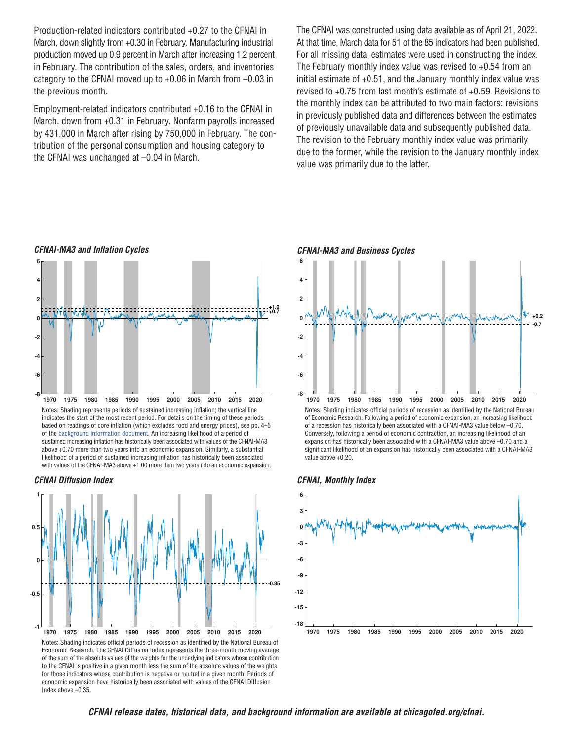Production-related indicators contributed +0.27 to the CFNAI in March, down slightly from +0.30 in February. Manufacturing industrial production moved up 0.9 percent in March after increasing 1.2 percent in February. The contribution of the sales, orders, and inventories category to the CFNAI moved up to +0.06 in March from –0.03 in the previous month.

Employment-related indicators contributed +0.16 to the CFNAI in March, down from +0.31 in February. Nonfarm payrolls increased by 431,000 in March after rising by 750,000 in February. The contribution of the personal consumption and housing category to the CFNAI was unchanged at –0.04 in March.

The CFNAI was constructed using data available as of April 21, 2022. At that time, March data for 51 of the 85 indicators had been published. For all missing data, estimates were used in constructing the index. The February monthly index value was revised to +0.54 from an initial estimate of +0.51, and the January monthly index value was revised to +0.75 from last month's estimate of +0.59. Revisions to the monthly index can be attributed to two main factors: revisions in previously published data and differences between the estimates of previously unavailable data and subsequently published data. The revision to the February monthly index value was primarily due to the former, while the revision to the January monthly index value was primarily due to the latter.

***CFNAI-MA3 and Inflation Cycles***

6
4
2
0
-2
-4
-6
-8
1970 1975 1980 1985 1990 1995 2000 2005 2010 2015 2020
+1.0
+0.7

Notes: Shading represents periods of sustained increasing inflation; the vertical line indicates the start of the most recent period. For details on the timing of these periods based on readings of core inflation (which excludes food and energy prices), see pp. 4–5 of the background information document. An increasing likelihood of a period of sustained increasing inflation has historically been associated with values of the CFNAI-MA3 above +0.70 more than two years into an economic expansion. Similarly, a substantial likelihood of a period of sustained increasing inflation has historically been associated with values of the CFNAI-MA3 above +1.00 more than two years into an economic expansion.

***CFNAI-MA3 and Business Cycles***

6
4
2
0
-2
-4
-6
-8
1970 1975 1980 1985 1990 1995 2000 2005 2010 2015 2020
+0.2
-0.7

Notes: Shading indicates official periods of recession as identified by the National Bureau of Economic Research. Following a period of economic expansion, an increasing likelihood of a recession has historically been associated with a CFNAI-MA3 value below –0.70. Conversely, following a period of economic contraction, an increasing likelihood of an expansion has historically been associated with a CFNAI-MA3 value above –0.70 and a significant likelihood of an expansion has historically been associated with a CFNAI-MA3 value above +0.20.

***CFNAI Diffusion Index***

1
0.5
0
-0.5
-1
1970 1975 1980 1985 1990 1995 2000 2005 2010 2015 2020
-0.35

Notes: Shading indicates official periods of recession as identified by the National Bureau of Economic Research. The CFNAI Diffusion Index represents the three-month moving average of the sum of the absolute values of the weights for the underlying indicators whose contribution to the CFNAI is positive in a given month less the sum of the absolute values of the weights for those indicators whose contribution is negative or neutral in a given month. Periods of economic expansion have historically been associated with values of the CFNAI Diffusion Index above –0.35.

***CFNAI, Monthly Index***

6
3
0
-3
-6
-9
-12
-15
-18
1970 1975 1980 1985 1990 1995 2000 2005 2010 2015 2020

***CFNAI release dates, historical data, and background information are available at chicagofed.org/cfnai.***